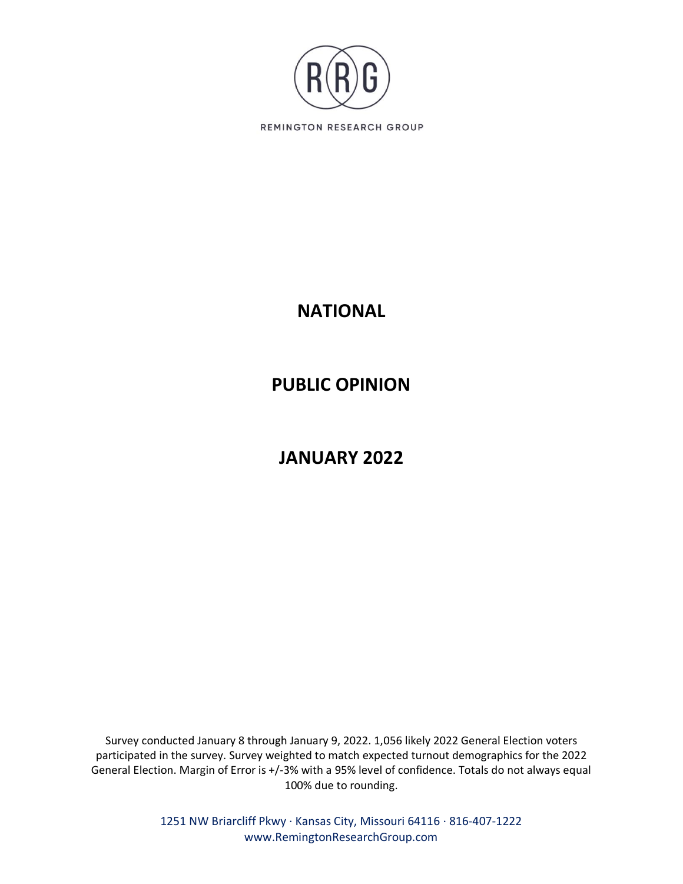REMINGTON RESEARCH GROUP

# NATIONAL

# PUBLIC OPINION

# JANUARY 2022

Survey conducted January 8 through January 9, 2022. 1,056 likely 2022 General Election voters participated in the survey. Survey weighted to match expected turnout demographics for the 2022 General Election. Margin of Error is +/-3% with a 95% level of confidence. Totals do not always equal 100% due to rounding.

1251 NW Briarcliff Pkwy · Kansas City, Missouri 64116 · 816-407-1222
www.RemingtonResearchGroup.com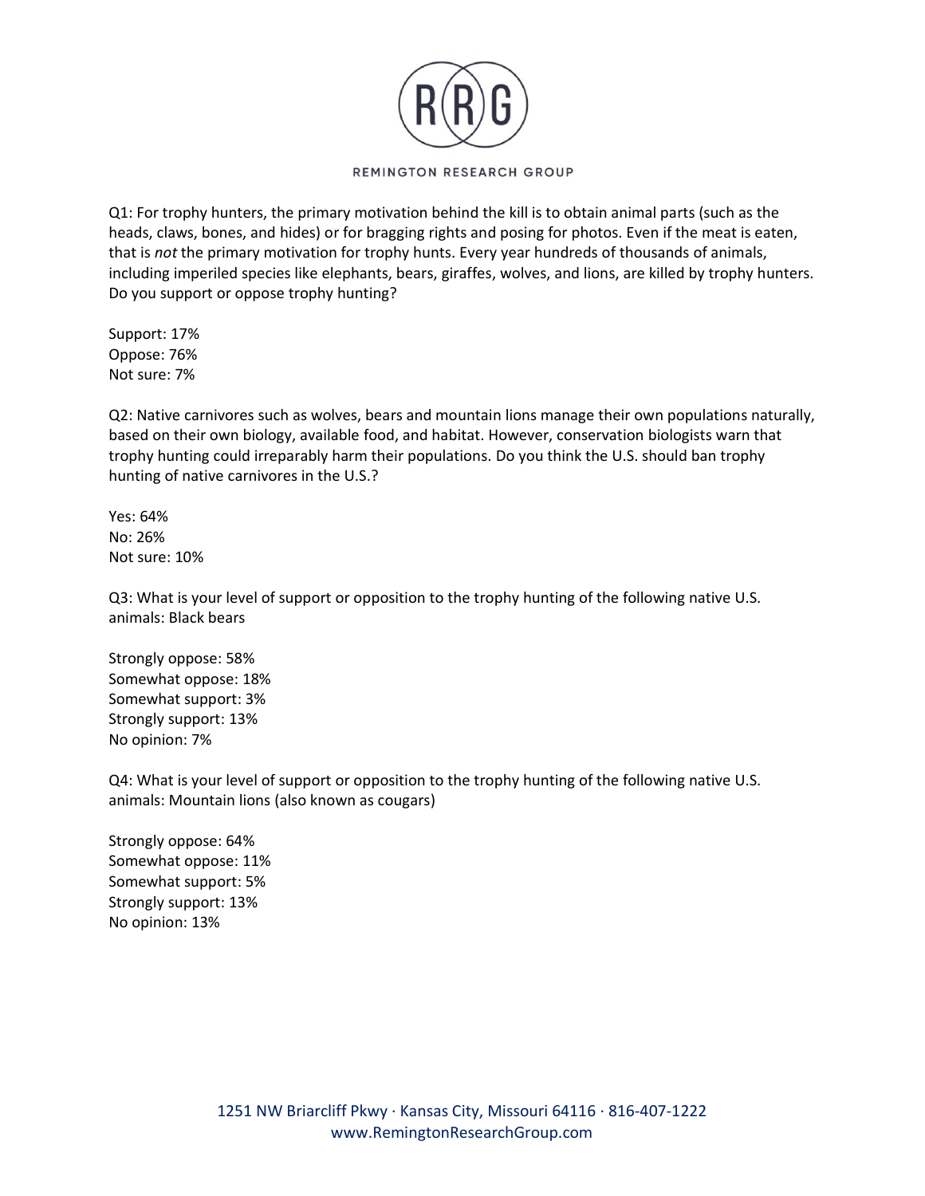Q1: For trophy hunters, the primary motivation behind the kill is to obtain animal parts (such as the heads, claws, bones, and hides) or for bragging rights and posing for photos. Even if the meat is eaten, that is *not* the primary motivation for trophy hunts. Every year hundreds of thousands of animals, including imperiled species like elephants, bears, giraffes, wolves, and lions, are killed by trophy hunters. Do you support or oppose trophy hunting?

Support: 17%
Oppose: 76%
Not sure: 7%

Q2: Native carnivores such as wolves, bears and mountain lions manage their own populations naturally, based on their own biology, available food, and habitat. However, conservation biologists warn that trophy hunting could irreparably harm their populations. Do you think the U.S. should ban trophy hunting of native carnivores in the U.S.?

Yes: 64%
No: 26%
Not sure: 10%

Q3: What is your level of support or opposition to the trophy hunting of the following native U.S. animals: Black bears

Strongly oppose: 58%
Somewhat oppose: 18%
Somewhat support: 3%
Strongly support: 13%
No opinion: 7%

Q4: What is your level of support or opposition to the trophy hunting of the following native U.S. animals: Mountain lions (also known as cougars)

Strongly oppose: 64%
Somewhat oppose: 11%
Somewhat support: 5%
Strongly support: 13%
No opinion: 13%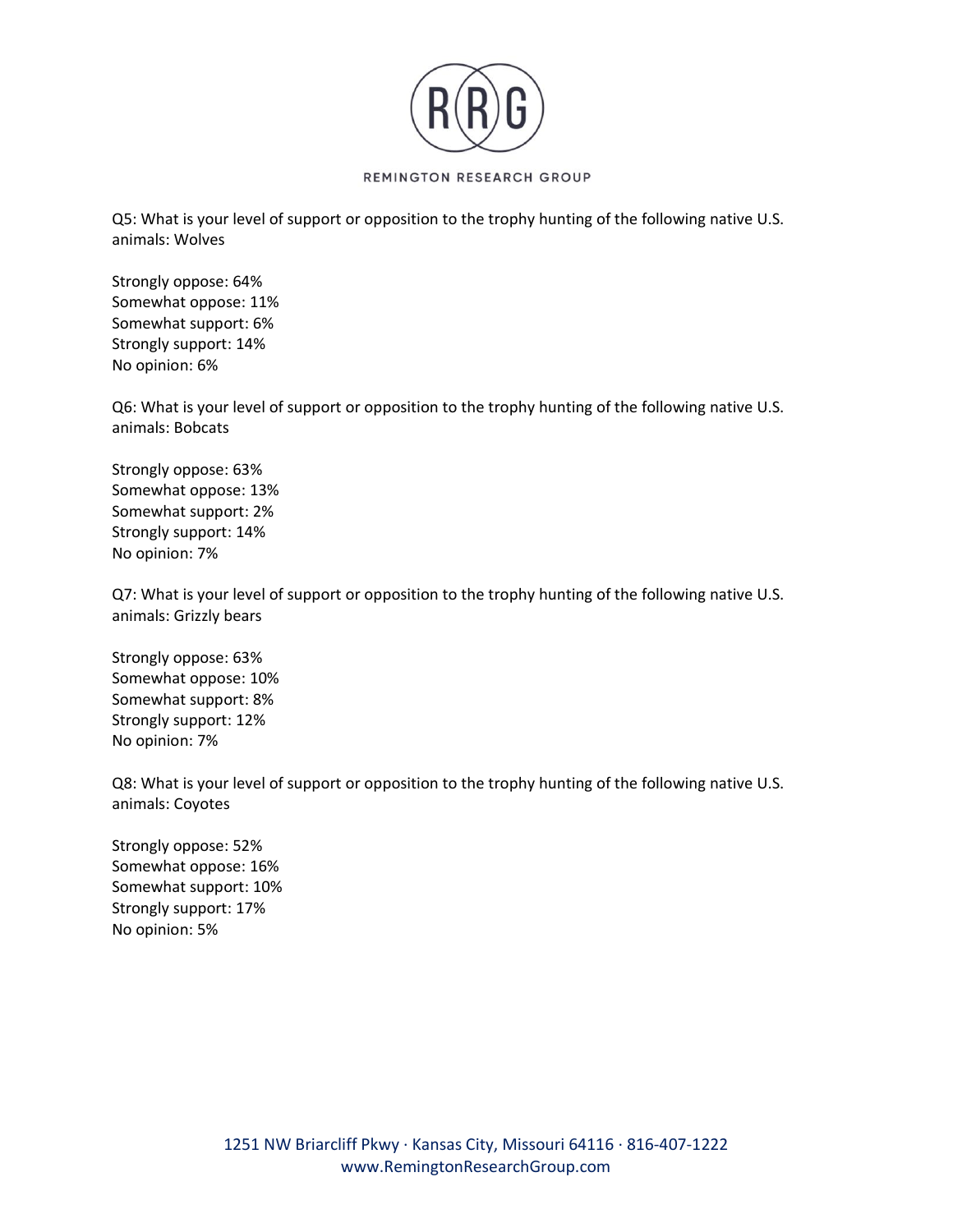Q5: What is your level of support or opposition to the trophy hunting of the following native U.S. animals: Wolves

Strongly oppose: 64%
Somewhat oppose: 11%
Somewhat support: 6%
Strongly support: 14%
No opinion: 6%

Q6: What is your level of support or opposition to the trophy hunting of the following native U.S. animals: Bobcats

Strongly oppose: 63%
Somewhat oppose: 13%
Somewhat support: 2%
Strongly support: 14%
No opinion: 7%

Q7: What is your level of support or opposition to the trophy hunting of the following native U.S. animals: Grizzly bears

Strongly oppose: 63%
Somewhat oppose: 10%
Somewhat support: 8%
Strongly support: 12%
No opinion: 7%

Q8: What is your level of support or opposition to the trophy hunting of the following native U.S. animals: Coyotes

Strongly oppose: 52%
Somewhat oppose: 16%
Somewhat support: 10%
Strongly support: 17%
No opinion: 5%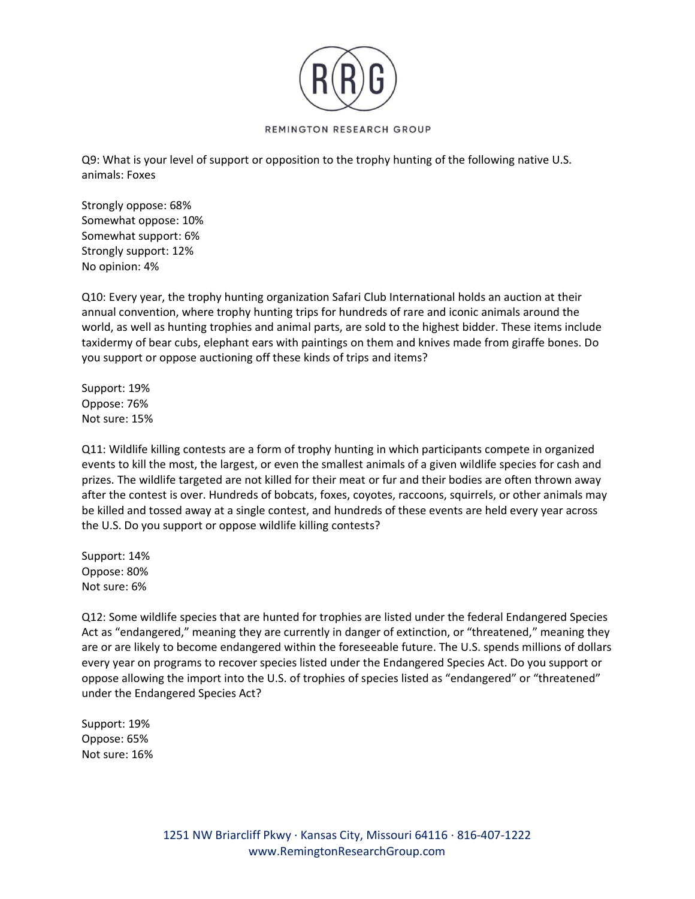Q9: What is your level of support or opposition to the trophy hunting of the following native U.S. animals: Foxes

Strongly oppose: 68%
Somewhat oppose: 10%
Somewhat support: 6%
Strongly support: 12%
No opinion: 4%

Q10: Every year, the trophy hunting organization Safari Club International holds an auction at their annual convention, where trophy hunting trips for hundreds of rare and iconic animals around the world, as well as hunting trophies and animal parts, are sold to the highest bidder. These items include taxidermy of bear cubs, elephant ears with paintings on them and knives made from giraffe bones. Do you support or oppose auctioning off these kinds of trips and items?

Support: 19%
Oppose: 76%
Not sure: 15%

Q11: Wildlife killing contests are a form of trophy hunting in which participants compete in organized events to kill the most, the largest, or even the smallest animals of a given wildlife species for cash and prizes. The wildlife targeted are not killed for their meat or fur and their bodies are often thrown away after the contest is over. Hundreds of bobcats, foxes, coyotes, raccoons, squirrels, or other animals may be killed and tossed away at a single contest, and hundreds of these events are held every year across the U.S. Do you support or oppose wildlife killing contests?

Support: 14%
Oppose: 80%
Not sure: 6%

Q12: Some wildlife species that are hunted for trophies are listed under the federal Endangered Species Act as "endangered," meaning they are currently in danger of extinction, or "threatened," meaning they are or are likely to become endangered within the foreseeable future. The U.S. spends millions of dollars every year on programs to recover species listed under the Endangered Species Act. Do you support or oppose allowing the import into the U.S. of trophies of species listed as "endangered" or "threatened" under the Endangered Species Act?

Support: 19%
Oppose: 65%
Not sure: 16%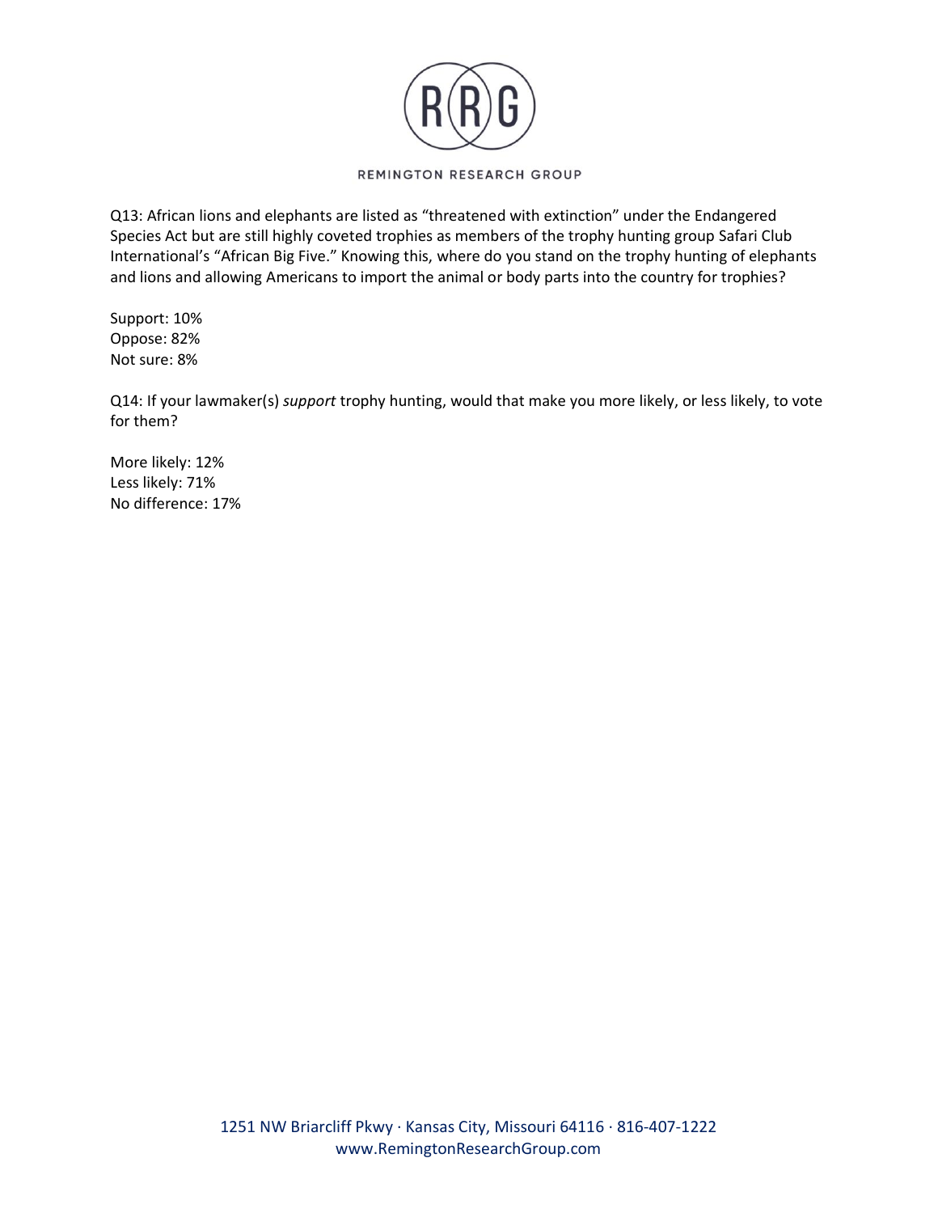Q13: African lions and elephants are listed as "threatened with extinction" under the Endangered Species Act but are still highly coveted trophies as members of the trophy hunting group Safari Club International's "African Big Five." Knowing this, where do you stand on the trophy hunting of elephants and lions and allowing Americans to import the animal or body parts into the country for trophies?

Support: 10%
Oppose: 82%
Not sure: 8%

Q14: If your lawmaker(s) *support* trophy hunting, would that make you more likely, or less likely, to vote for them?

More likely: 12%
Less likely: 71%
No difference: 17%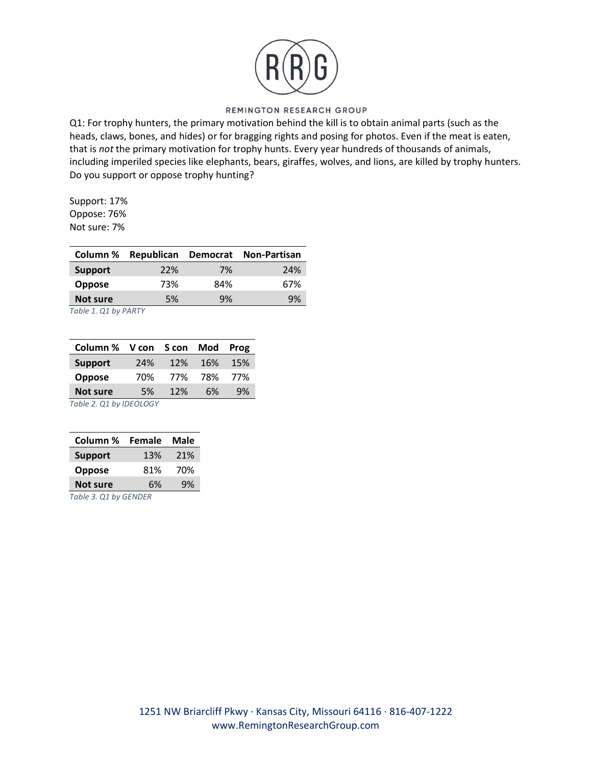Q1: For trophy hunters, the primary motivation behind the kill is to obtain animal parts (such as the heads, claws, bones, and hides) or for bragging rights and posing for photos. Even if the meat is eaten, that is *not* the primary motivation for trophy hunts. Every year hundreds of thousands of animals, including imperiled species like elephants, bears, giraffes, wolves, and lions, are killed by trophy hunters. Do you support or oppose trophy hunting?

Support: 17%
Oppose: 76%
Not sure: 7%

| Column % | Republican | Democrat | Non-Partisan |
|---|---|---|---|
| **Support** | 22% | 7% | 24% |
| **Oppose** | 73% | 84% | 67% |
| **Not sure** | 5% | 9% | 9% |

*Table 1. Q1 by PARTY*

| Column % | V con | S con | Mod | Prog |
|---|---|---|---|---|
| **Support** | 24% | 12% | 16% | 15% |
| **Oppose** | 70% | 77% | 78% | 77% |
| **Not sure** | 5% | 12% | 6% | 9% |

*Table 2. Q1 by IDEOLOGY*

| Column % | Female | Male |
|---|---|---|
| **Support** | 13% | 21% |
| **Oppose** | 81% | 70% |
| **Not sure** | 6% | 9% |

*Table 3. Q1 by GENDER*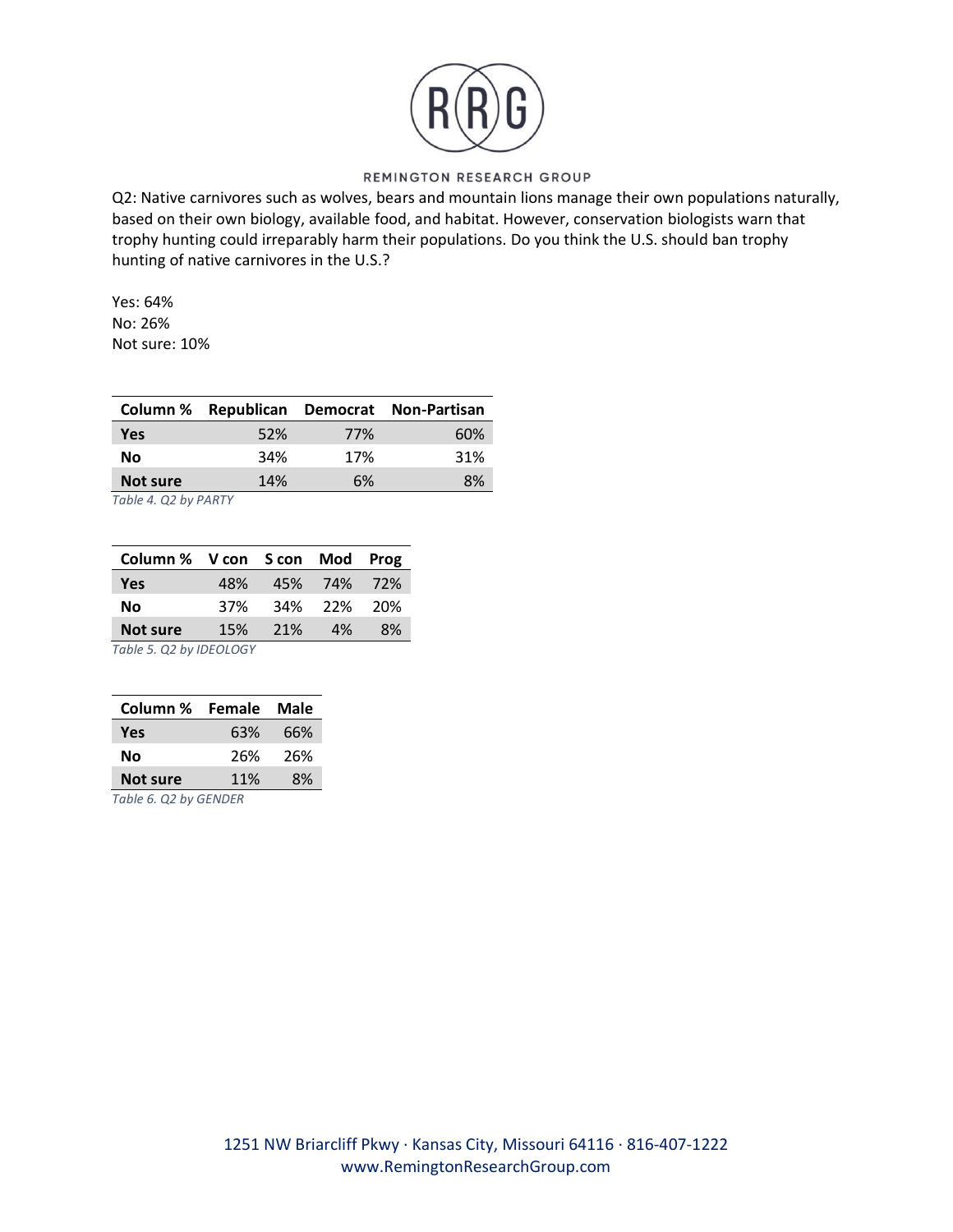Q2: Native carnivores such as wolves, bears and mountain lions manage their own populations naturally, based on their own biology, available food, and habitat. However, conservation biologists warn that trophy hunting could irreparably harm their populations. Do you think the U.S. should ban trophy hunting of native carnivores in the U.S.?

Yes: 64%
No: 26%
Not sure: 10%

| Column % | Republican | Democrat | Non-Partisan |
|---|---|---|---|
| **Yes** | 52% | 77% | 60% |
| **No** | 34% | 17% | 31% |
| **Not sure** | 14% | 6% | 8% |

*Table 4. Q2 by PARTY*

| Column % | V con | S con | Mod | Prog |
|---|---|---|---|---|
| **Yes** | 48% | 45% | 74% | 72% |
| **No** | 37% | 34% | 22% | 20% |
| **Not sure** | 15% | 21% | 4% | 8% |

*Table 5. Q2 by IDEOLOGY*

| Column % | Female | Male |
|---|---|---|
| **Yes** | 63% | 66% |
| **No** | 26% | 26% |
| **Not sure** | 11% | 8% |

*Table 6. Q2 by GENDER*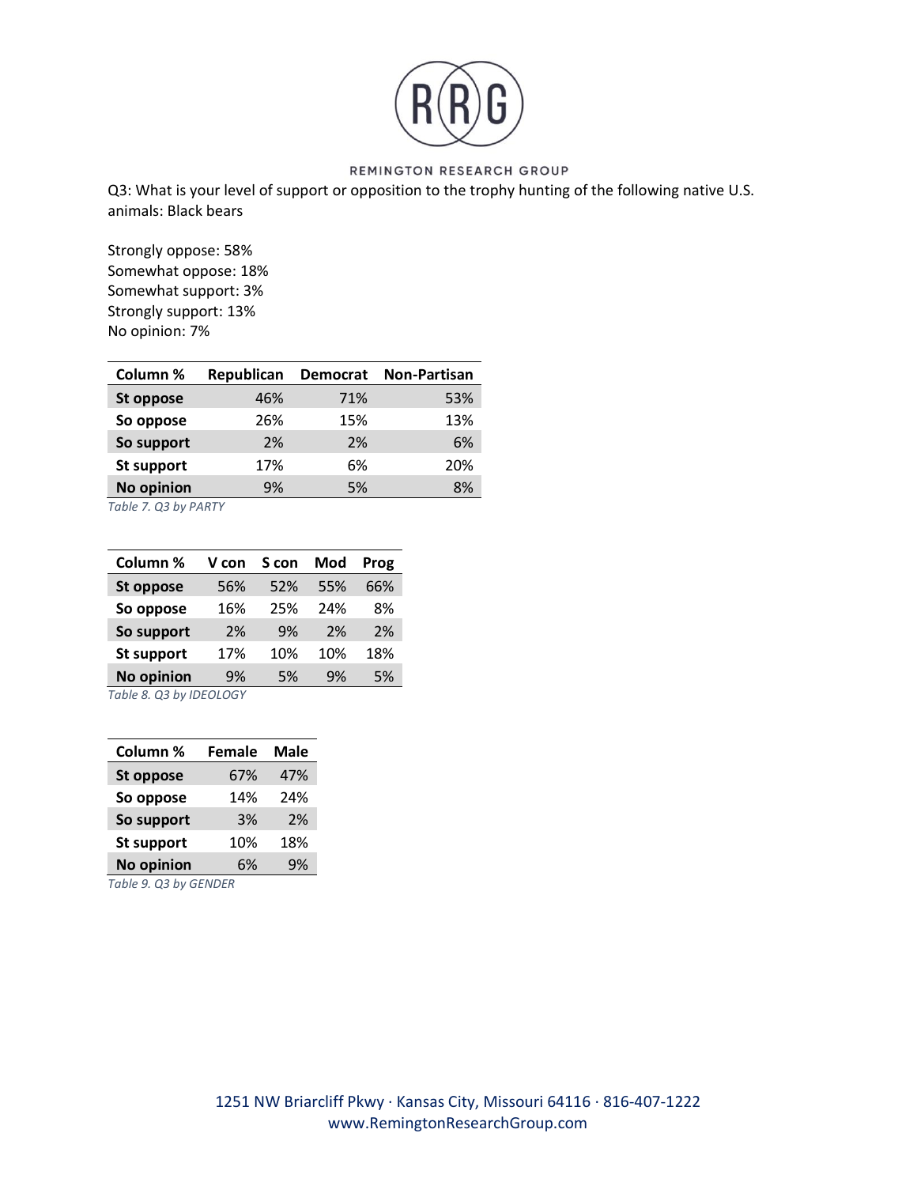Q3: What is your level of support or opposition to the trophy hunting of the following native U.S. animals: Black bears

Strongly oppose: 58%
Somewhat oppose: 18%
Somewhat support: 3%
Strongly support: 13%
No opinion: 7%

| Column % | Republican | Democrat | Non-Partisan |
|---|---|---|---|
| St oppose | 46% | 71% | 53% |
| So oppose | 26% | 15% | 13% |
| So support | 2% | 2% | 6% |
| St support | 17% | 6% | 20% |
| No opinion | 9% | 5% | 8% |

*Table 7. Q3 by PARTY*

| Column % | V con | S con | Mod | Prog |
|---|---|---|---|---|
| St oppose | 56% | 52% | 55% | 66% |
| So oppose | 16% | 25% | 24% | 8% |
| So support | 2% | 9% | 2% | 2% |
| St support | 17% | 10% | 10% | 18% |
| No opinion | 9% | 5% | 9% | 5% |

*Table 8. Q3 by IDEOLOGY*

| Column % | Female | Male |
|---|---|---|
| St oppose | 67% | 47% |
| So oppose | 14% | 24% |
| So support | 3% | 2% |
| St support | 10% | 18% |
| No opinion | 6% | 9% |

*Table 9. Q3 by GENDER*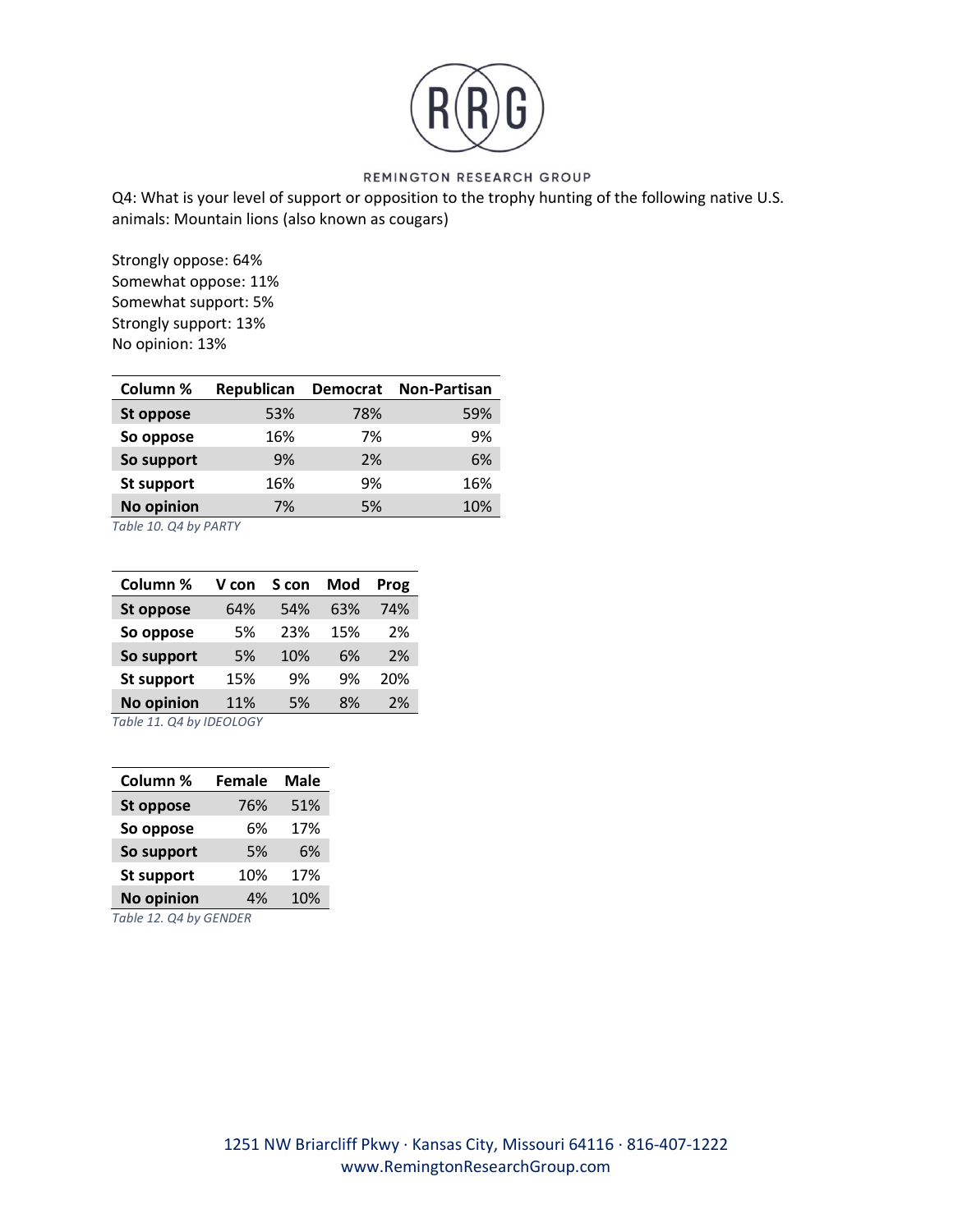Q4: What is your level of support or opposition to the trophy hunting of the following native U.S. animals: Mountain lions (also known as cougars)

Strongly oppose: 64%
Somewhat oppose: 11%
Somewhat support: 5%
Strongly support: 13%
No opinion: 13%

| Column % | Republican | Democrat | Non-Partisan |
|---|---|---|---|
| **St oppose** | 53% | 78% | 59% |
| **So oppose** | 16% | 7% | 9% |
| **So support** | 9% | 2% | 6% |
| **St support** | 16% | 9% | 16% |
| **No opinion** | 7% | 5% | 10% |

*Table 10. Q4 by PARTY*

| Column % | V con | S con | Mod | Prog |
|---|---|---|---|---|
| **St oppose** | 64% | 54% | 63% | 74% |
| **So oppose** | 5% | 23% | 15% | 2% |
| **So support** | 5% | 10% | 6% | 2% |
| **St support** | 15% | 9% | 9% | 20% |
| **No opinion** | 11% | 5% | 8% | 2% |

*Table 11. Q4 by IDEOLOGY*

| Column % | Female | Male |
|---|---|---|
| **St oppose** | 76% | 51% |
| **So oppose** | 6% | 17% |
| **So support** | 5% | 6% |
| **St support** | 10% | 17% |
| **No opinion** | 4% | 10% |

*Table 12. Q4 by GENDER*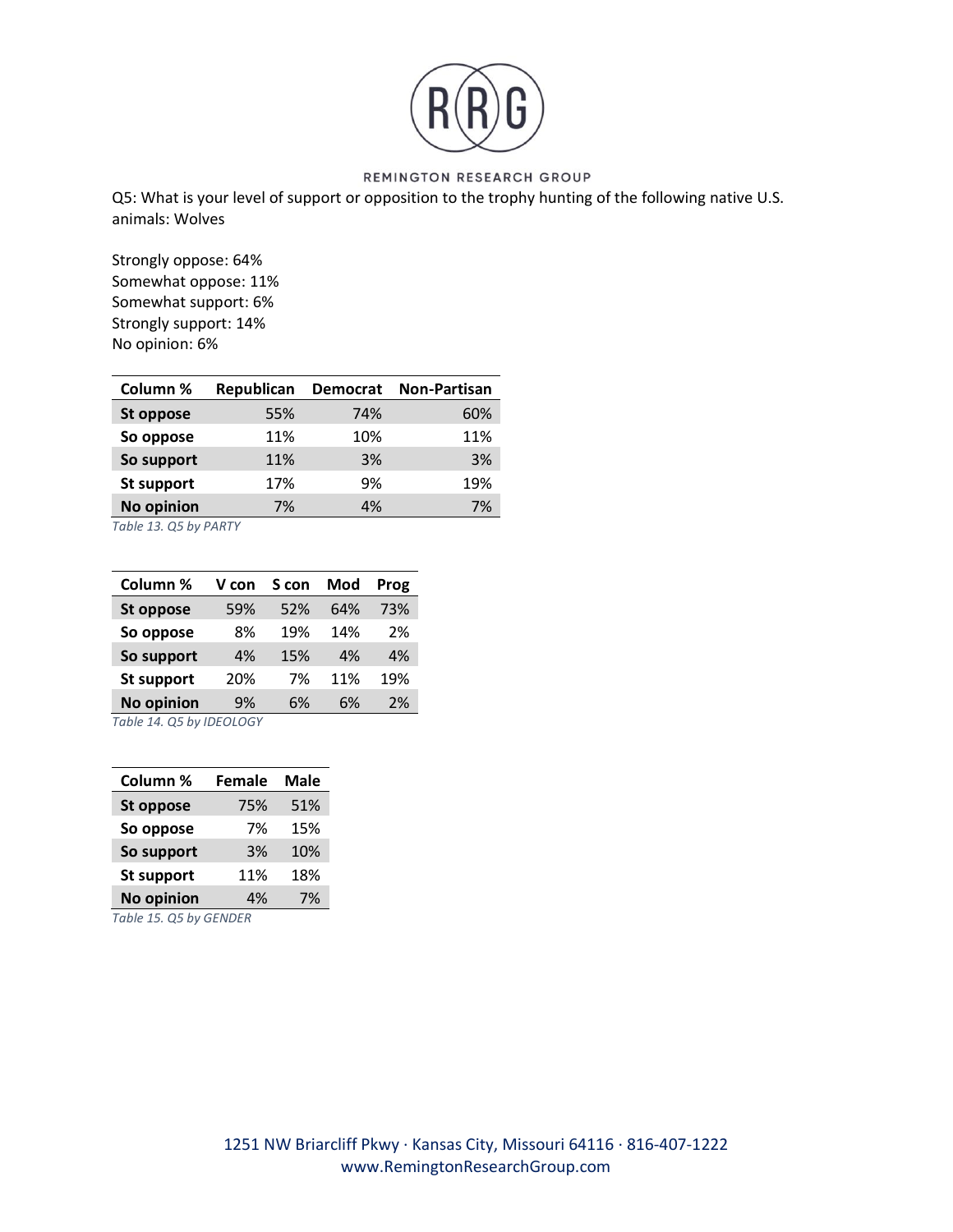Q5: What is your level of support or opposition to the trophy hunting of the following native U.S. animals: Wolves

Strongly oppose: 64%
Somewhat oppose: 11%
Somewhat support: 6%
Strongly support: 14%
No opinion: 6%

| Column % | Republican | Democrat | Non-Partisan |
|---|---|---|---|
| St oppose | 55% | 74% | 60% |
| So oppose | 11% | 10% | 11% |
| So support | 11% | 3% | 3% |
| St support | 17% | 9% | 19% |
| No opinion | 7% | 4% | 7% |

*Table 13. Q5 by PARTY*

| Column % | V con | S con | Mod | Prog |
|---|---|---|---|---|
| St oppose | 59% | 52% | 64% | 73% |
| So oppose | 8% | 19% | 14% | 2% |
| So support | 4% | 15% | 4% | 4% |
| St support | 20% | 7% | 11% | 19% |
| No opinion | 9% | 6% | 6% | 2% |

*Table 14. Q5 by IDEOLOGY*

| Column % | Female | Male |
|---|---|---|
| St oppose | 75% | 51% |
| So oppose | 7% | 15% |
| So support | 3% | 10% |
| St support | 11% | 18% |
| No opinion | 4% | 7% |

*Table 15. Q5 by GENDER*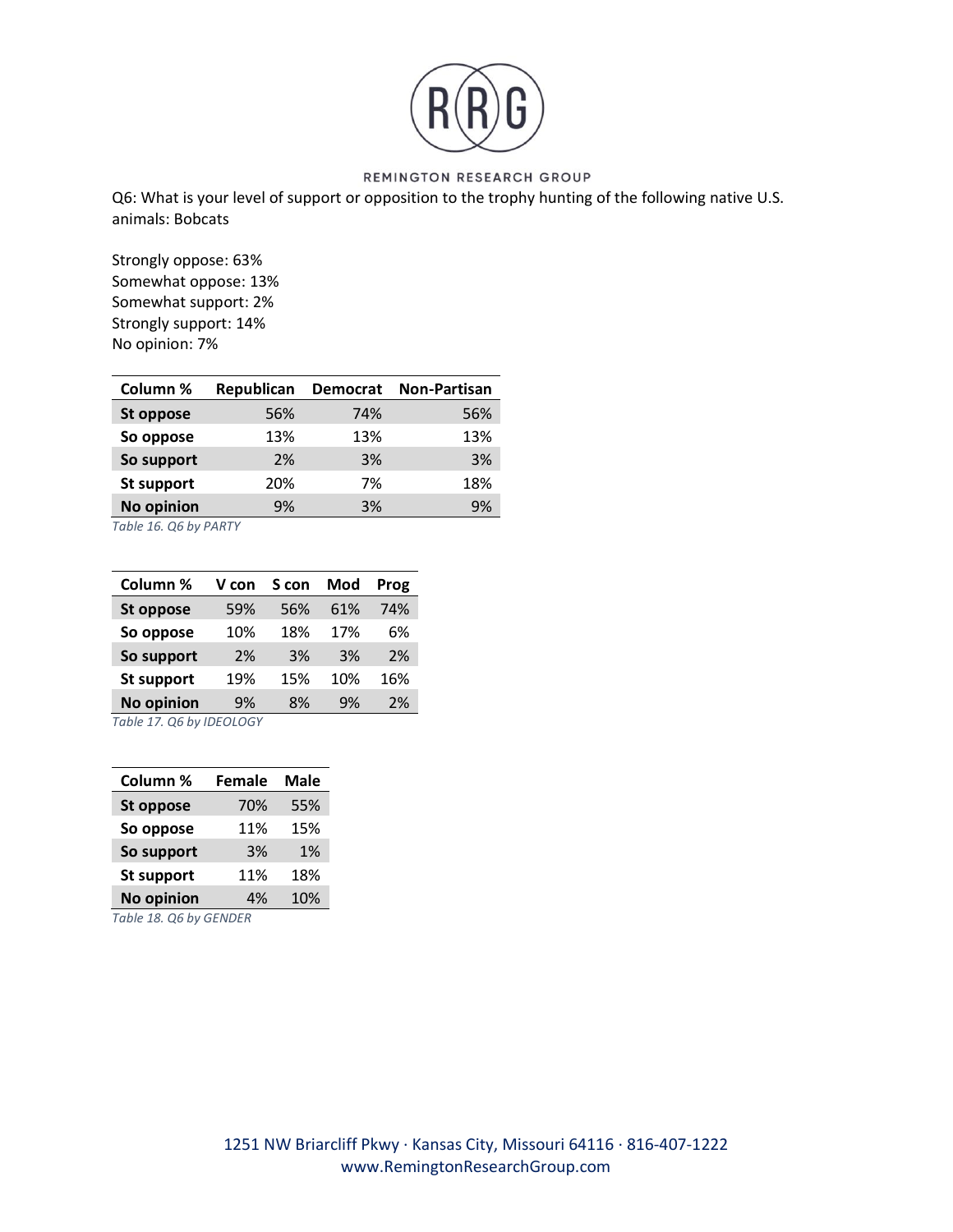Q6: What is your level of support or opposition to the trophy hunting of the following native U.S. animals: Bobcats

Strongly oppose: 63%
Somewhat oppose: 13%
Somewhat support: 2%
Strongly support: 14%
No opinion: 7%

| Column % | Republican | Democrat | Non-Partisan |
|---|---|---|---|
| St oppose | 56% | 74% | 56% |
| So oppose | 13% | 13% | 13% |
| So support | 2% | 3% | 3% |
| St support | 20% | 7% | 18% |
| No opinion | 9% | 3% | 9% |

*Table 16. Q6 by PARTY*

| Column % | V con | S con | Mod | Prog |
|---|---|---|---|---|
| St oppose | 59% | 56% | 61% | 74% |
| So oppose | 10% | 18% | 17% | 6% |
| So support | 2% | 3% | 3% | 2% |
| St support | 19% | 15% | 10% | 16% |
| No opinion | 9% | 8% | 9% | 2% |

*Table 17. Q6 by IDEOLOGY*

| Column % | Female | Male |
|---|---|---|
| St oppose | 70% | 55% |
| So oppose | 11% | 15% |
| So support | 3% | 1% |
| St support | 11% | 18% |
| No opinion | 4% | 10% |

*Table 18. Q6 by GENDER*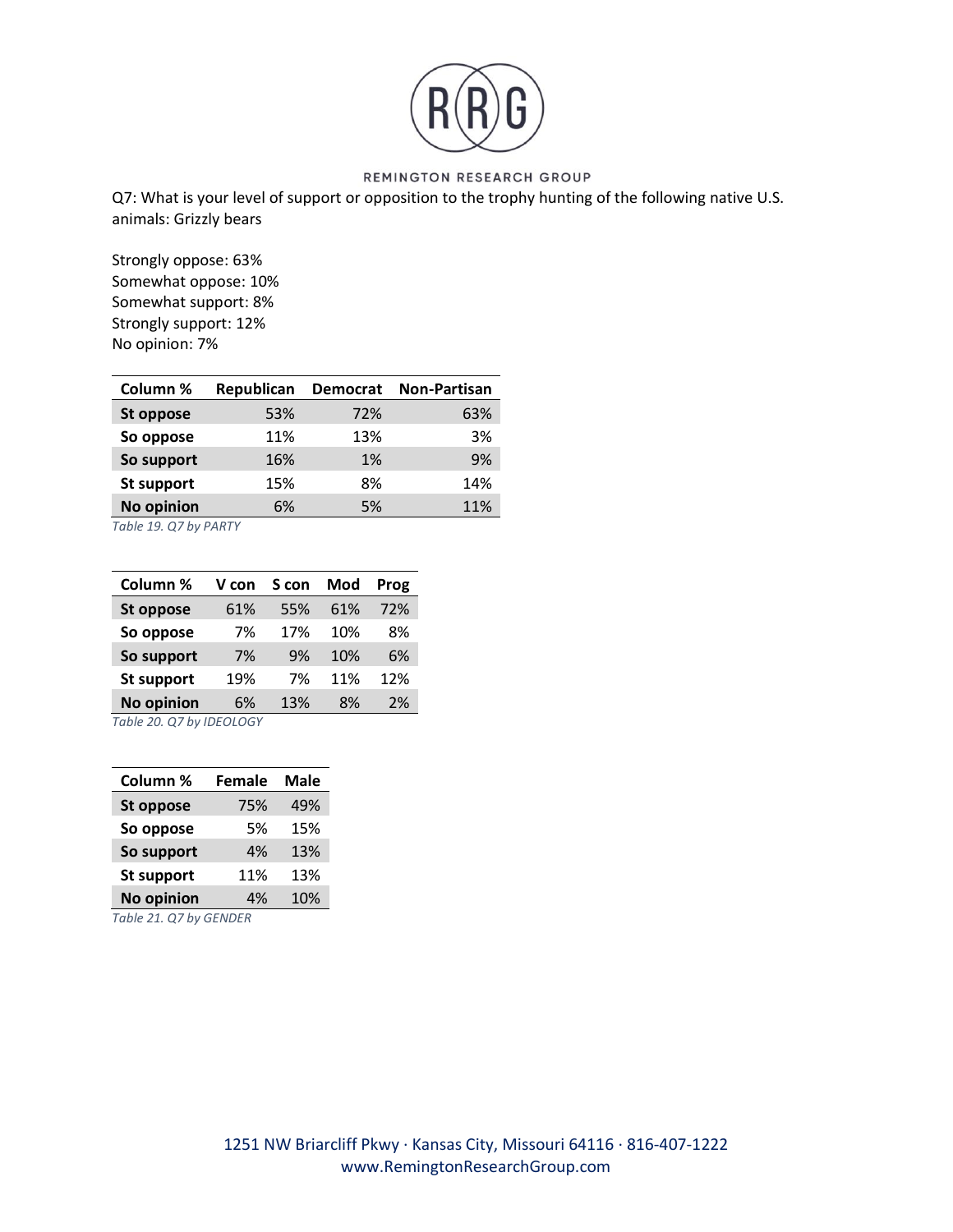Q7: What is your level of support or opposition to the trophy hunting of the following native U.S. animals: Grizzly bears

Strongly oppose: 63%
Somewhat oppose: 10%
Somewhat support: 8%
Strongly support: 12%
No opinion: 7%

| Column % | Republican | Democrat | Non-Partisan |
|---|---|---|---|
| **St oppose** | 53% | 72% | 63% |
| **So oppose** | 11% | 13% | 3% |
| **So support** | 16% | 1% | 9% |
| **St support** | 15% | 8% | 14% |
| **No opinion** | 6% | 5% | 11% |

*Table 19. Q7 by PARTY*

| Column % | V con | S con | Mod | Prog |
|---|---|---|---|---|
| **St oppose** | 61% | 55% | 61% | 72% |
| **So oppose** | 7% | 17% | 10% | 8% |
| **So support** | 7% | 9% | 10% | 6% |
| **St support** | 19% | 7% | 11% | 12% |
| **No opinion** | 6% | 13% | 8% | 2% |

*Table 20. Q7 by IDEOLOGY*

| Column % | Female | Male |
|---|---|---|
| **St oppose** | 75% | 49% |
| **So oppose** | 5% | 15% |
| **So support** | 4% | 13% |
| **St support** | 11% | 13% |
| **No opinion** | 4% | 10% |

*Table 21. Q7 by GENDER*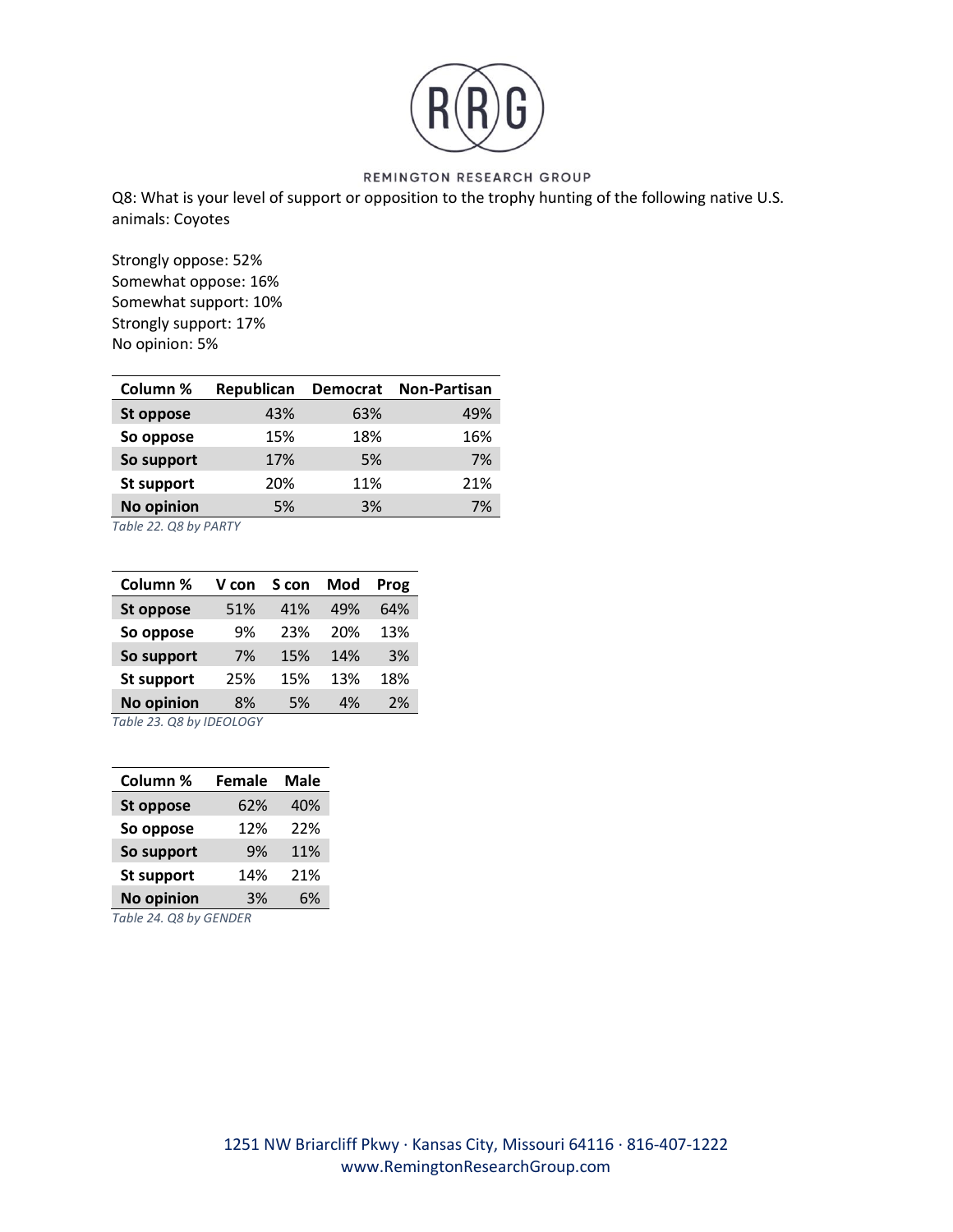Q8: What is your level of support or opposition to the trophy hunting of the following native U.S. animals: Coyotes

Strongly oppose: 52%
Somewhat oppose: 16%
Somewhat support: 10%
Strongly support: 17%
No opinion: 5%

| Column % | Republican | Democrat | Non-Partisan |
|---|---|---|---|
| St oppose | 43% | 63% | 49% |
| So oppose | 15% | 18% | 16% |
| So support | 17% | 5% | 7% |
| St support | 20% | 11% | 21% |
| No opinion | 5% | 3% | 7% |

*Table 22. Q8 by PARTY*

| Column % | V con | S con | Mod | Prog |
|---|---|---|---|---|
| St oppose | 51% | 41% | 49% | 64% |
| So oppose | 9% | 23% | 20% | 13% |
| So support | 7% | 15% | 14% | 3% |
| St support | 25% | 15% | 13% | 18% |
| No opinion | 8% | 5% | 4% | 2% |

*Table 23. Q8 by IDEOLOGY*

| Column % | Female | Male |
|---|---|---|
| St oppose | 62% | 40% |
| So oppose | 12% | 22% |
| So support | 9% | 11% |
| St support | 14% | 21% |
| No opinion | 3% | 6% |

*Table 24. Q8 by GENDER*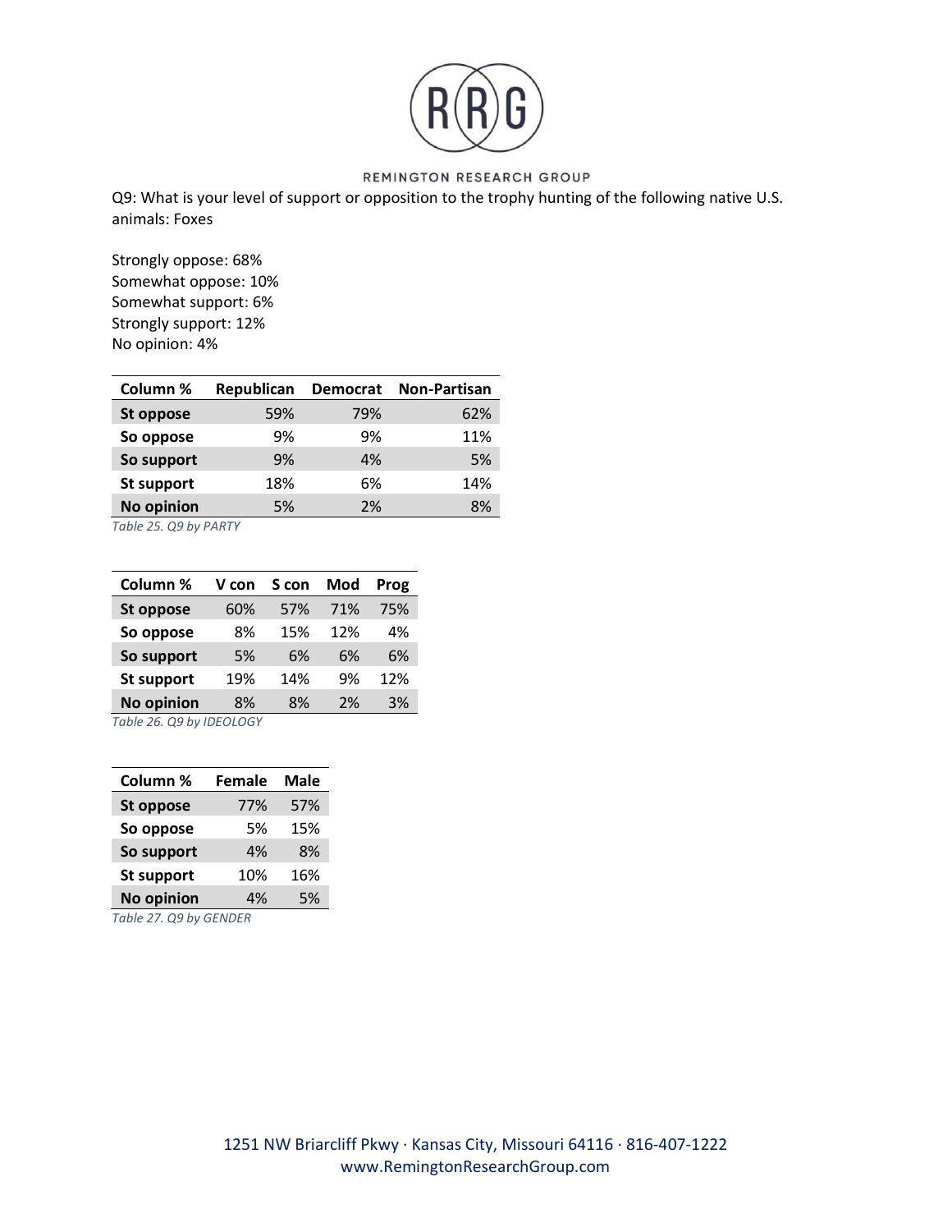Q9: What is your level of support or opposition to the trophy hunting of the following native U.S. animals: Foxes

Strongly oppose: 68%
Somewhat oppose: 10%
Somewhat support: 6%
Strongly support: 12%
No opinion: 4%

| Column % | Republican | Democrat | Non-Partisan |
|---|---|---|---|
| **St oppose** | 59% | 79% | 62% |
| **So oppose** | 9% | 9% | 11% |
| **So support** | 9% | 4% | 5% |
| **St support** | 18% | 6% | 14% |
| **No opinion** | 5% | 2% | 8% |

*Table 25. Q9 by PARTY*

| Column % | V con | S con | Mod | Prog |
|---|---|---|---|---|
| **St oppose** | 60% | 57% | 71% | 75% |
| **So oppose** | 8% | 15% | 12% | 4% |
| **So support** | 5% | 6% | 6% | 6% |
| **St support** | 19% | 14% | 9% | 12% |
| **No opinion** | 8% | 8% | 2% | 3% |

*Table 26. Q9 by IDEOLOGY*

| Column % | Female | Male |
|---|---|---|
| **St oppose** | 77% | 57% |
| **So oppose** | 5% | 15% |
| **So support** | 4% | 8% |
| **St support** | 10% | 16% |
| **No opinion** | 4% | 5% |

*Table 27. Q9 by GENDER*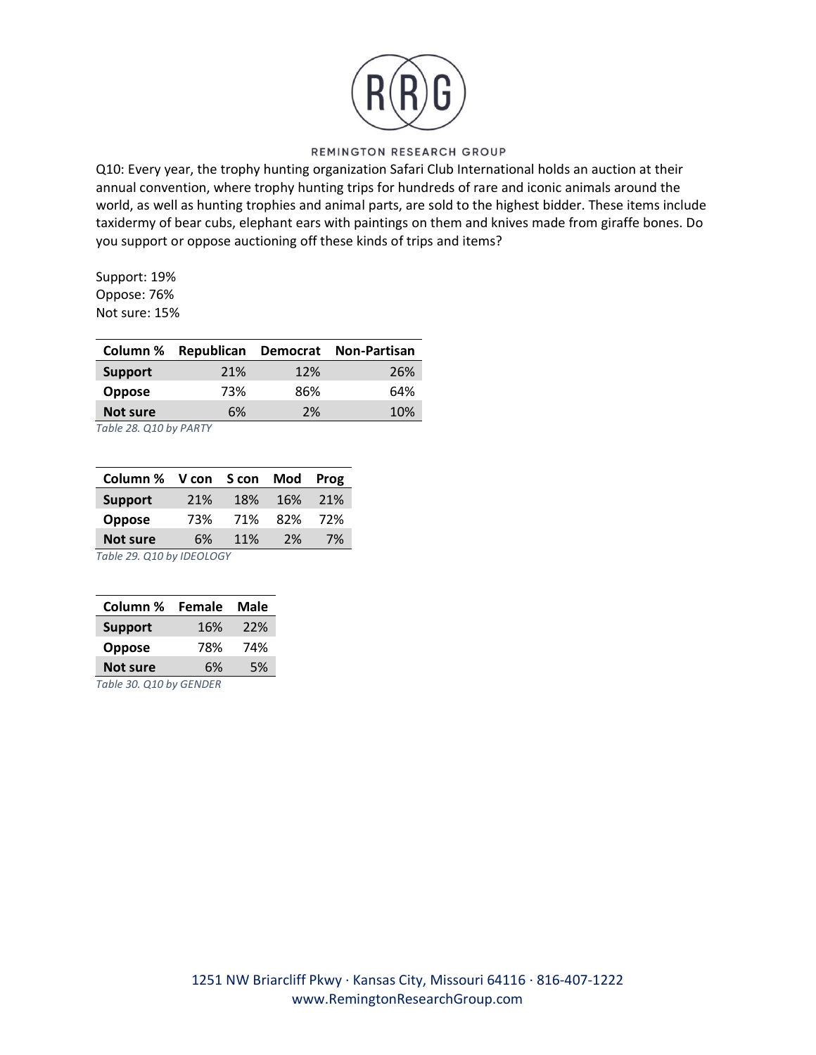Q10: Every year, the trophy hunting organization Safari Club International holds an auction at their annual convention, where trophy hunting trips for hundreds of rare and iconic animals around the world, as well as hunting trophies and animal parts, are sold to the highest bidder. These items include taxidermy of bear cubs, elephant ears with paintings on them and knives made from giraffe bones. Do you support or oppose auctioning off these kinds of trips and items?

Support: 19%
Oppose: 76%
Not sure: 15%

| Column % | Republican | Democrat | Non-Partisan |
|---|---|---|---|
| **Support** | 21% | 12% | 26% |
| **Oppose** | 73% | 86% | 64% |
| **Not sure** | 6% | 2% | 10% |

*Table 28. Q10 by PARTY*

| Column % | V con | S con | Mod | Prog |
|---|---|---|---|---|
| **Support** | 21% | 18% | 16% | 21% |
| **Oppose** | 73% | 71% | 82% | 72% |
| **Not sure** | 6% | 11% | 2% | 7% |

*Table 29. Q10 by IDEOLOGY*

| Column % | Female | Male |
|---|---|---|
| **Support** | 16% | 22% |
| **Oppose** | 78% | 74% |
| **Not sure** | 6% | 5% |

*Table 30. Q10 by GENDER*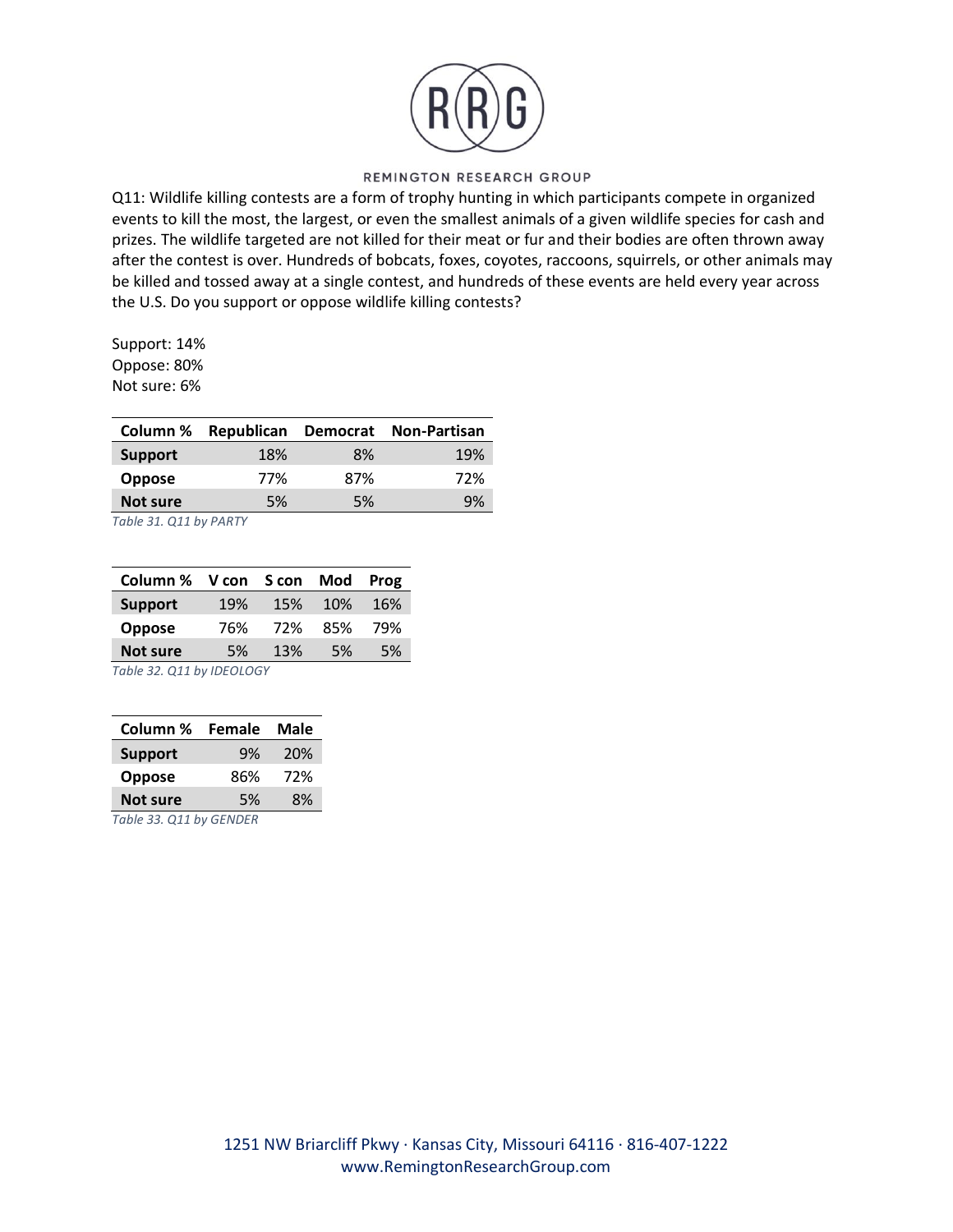Q11: Wildlife killing contests are a form of trophy hunting in which participants compete in organized events to kill the most, the largest, or even the smallest animals of a given wildlife species for cash and prizes. The wildlife targeted are not killed for their meat or fur and their bodies are often thrown away after the contest is over. Hundreds of bobcats, foxes, coyotes, raccoons, squirrels, or other animals may be killed and tossed away at a single contest, and hundreds of these events are held every year across the U.S. Do you support or oppose wildlife killing contests?

Support: 14%
Oppose: 80%
Not sure: 6%

| Column % | Republican | Democrat | Non-Partisan |
|---|---|---|---|
| **Support** | 18% | 8% | 19% |
| **Oppose** | 77% | 87% | 72% |
| **Not sure** | 5% | 5% | 9% |

*Table 31. Q11 by PARTY*

| Column % | V con | S con | Mod | Prog |
|---|---|---|---|---|
| **Support** | 19% | 15% | 10% | 16% |
| **Oppose** | 76% | 72% | 85% | 79% |
| **Not sure** | 5% | 13% | 5% | 5% |

*Table 32. Q11 by IDEOLOGY*

| Column % | Female | Male |
|---|---|---|
| **Support** | 9% | 20% |
| **Oppose** | 86% | 72% |
| **Not sure** | 5% | 8% |

*Table 33. Q11 by GENDER*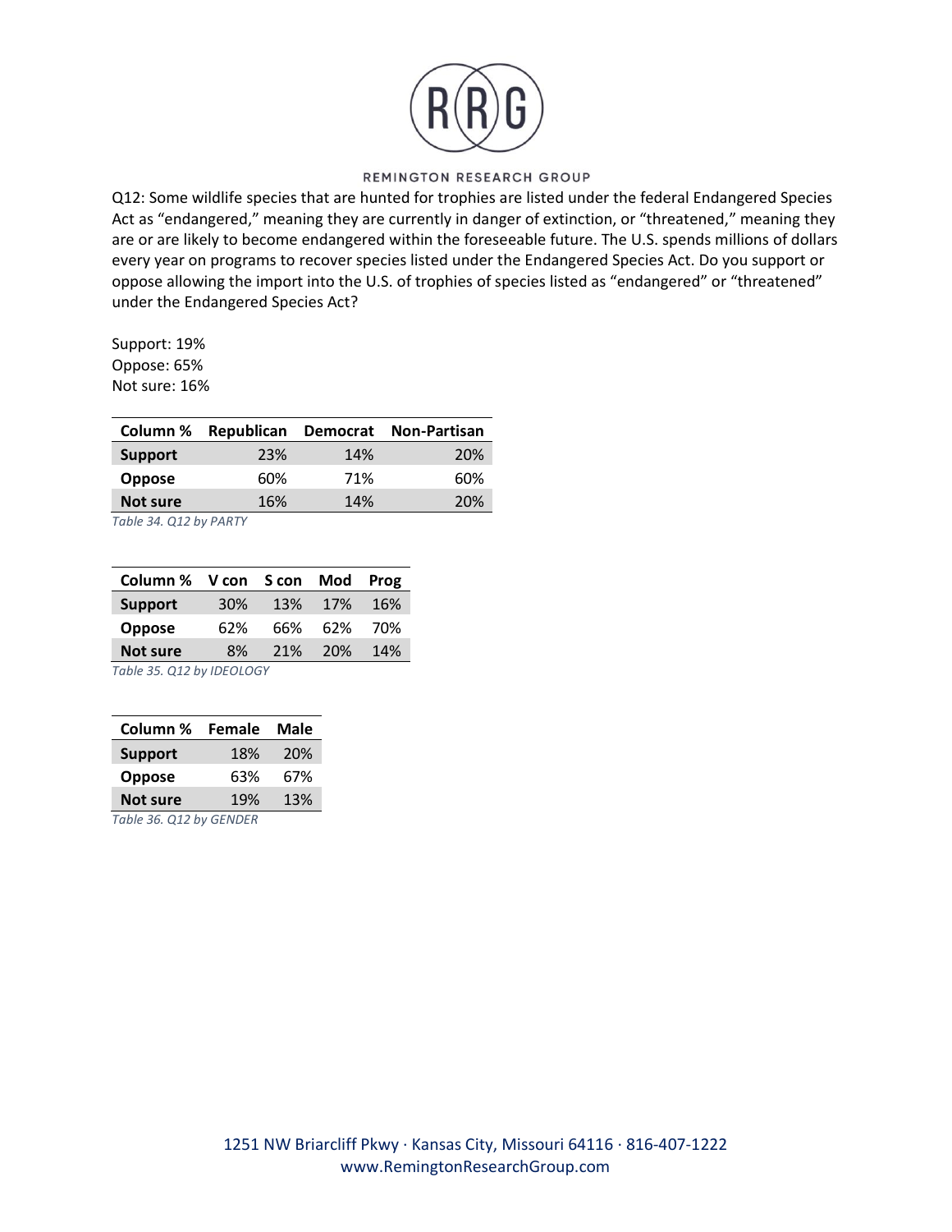Q12: Some wildlife species that are hunted for trophies are listed under the federal Endangered Species Act as "endangered," meaning they are currently in danger of extinction, or "threatened," meaning they are or are likely to become endangered within the foreseeable future. The U.S. spends millions of dollars every year on programs to recover species listed under the Endangered Species Act. Do you support or oppose allowing the import into the U.S. of trophies of species listed as "endangered" or "threatened" under the Endangered Species Act?

Support: 19%
Oppose: 65%
Not sure: 16%

| Column % | Republican | Democrat | Non-Partisan |
|---|---|---|---|
| **Support** | 23% | 14% | 20% |
| **Oppose** | 60% | 71% | 60% |
| **Not sure** | 16% | 14% | 20% |

*Table 34. Q12 by PARTY*

| Column % | V con | S con | Mod | Prog |
|---|---|---|---|---|
| **Support** | 30% | 13% | 17% | 16% |
| **Oppose** | 62% | 66% | 62% | 70% |
| **Not sure** | 8% | 21% | 20% | 14% |

*Table 35. Q12 by IDEOLOGY*

| Column % | Female | Male |
|---|---|---|
| **Support** | 18% | 20% |
| **Oppose** | 63% | 67% |
| **Not sure** | 19% | 13% |

*Table 36. Q12 by GENDER*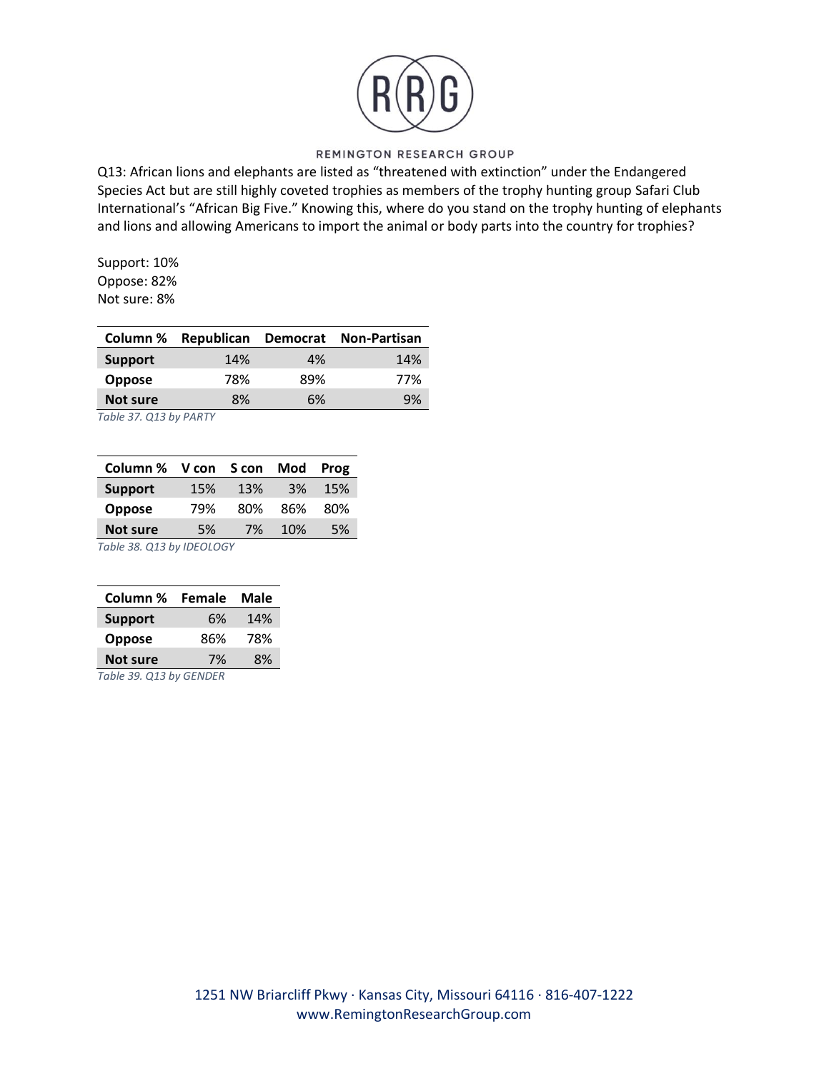Q13: African lions and elephants are listed as “threatened with extinction” under the Endangered Species Act but are still highly coveted trophies as members of the trophy hunting group Safari Club International’s “African Big Five.” Knowing this, where do you stand on the trophy hunting of elephants and lions and allowing Americans to import the animal or body parts into the country for trophies?

Support: 10%
Oppose: 82%
Not sure: 8%

| Column % | Republican | Democrat | Non-Partisan |
|---|---|---|---|
| **Support** | 14% | 4% | 14% |
| **Oppose** | 78% | 89% | 77% |
| **Not sure** | 8% | 6% | 9% |

*Table 37. Q13 by PARTY*

| Column % | V con | S con | Mod | Prog |
|---|---|---|---|---|
| **Support** | 15% | 13% | 3% | 15% |
| **Oppose** | 79% | 80% | 86% | 80% |
| **Not sure** | 5% | 7% | 10% | 5% |

*Table 38. Q13 by IDEOLOGY*

| Column % | Female | Male |
|---|---|---|
| **Support** | 6% | 14% |
| **Oppose** | 86% | 78% |
| **Not sure** | 7% | 8% |

*Table 39. Q13 by GENDER*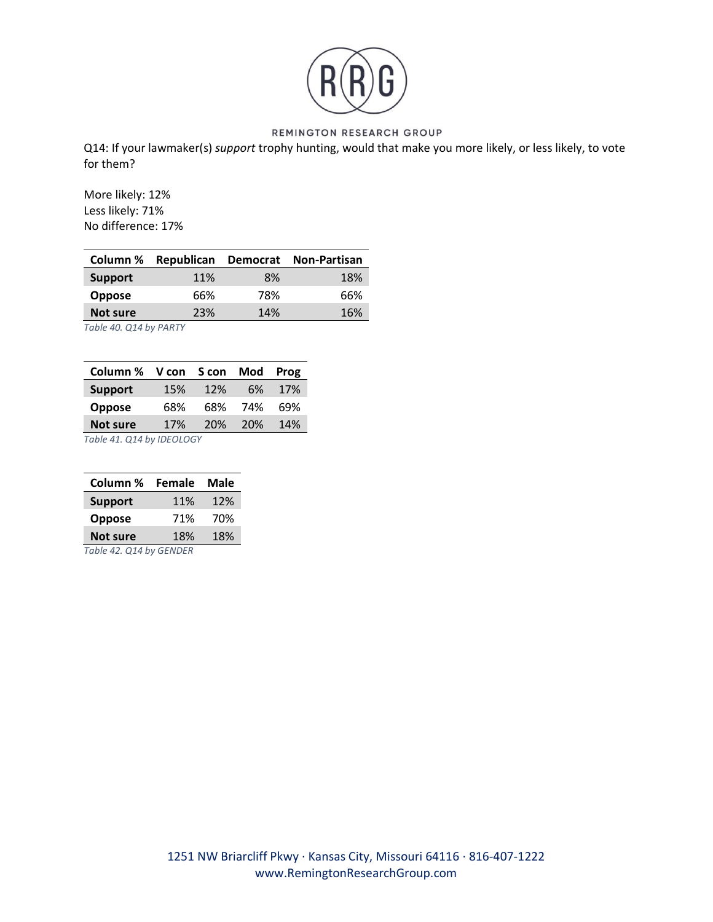Q14: If your lawmaker(s) *support* trophy hunting, would that make you more likely, or less likely, to vote for them?

More likely: 12%
Less likely: 71%
No difference: 17%

| Column % | Republican | Democrat | Non-Partisan |
|---|---|---|---|
| **Support** | 11% | 8% | 18% |
| **Oppose** | 66% | 78% | 66% |
| **Not sure** | 23% | 14% | 16% |

*Table 40. Q14 by PARTY*

| Column % | V con | S con | Mod | Prog |
|---|---|---|---|---|
| **Support** | 15% | 12% | 6% | 17% |
| **Oppose** | 68% | 68% | 74% | 69% |
| **Not sure** | 17% | 20% | 20% | 14% |

*Table 41. Q14 by IDEOLOGY*

| Column % | Female | Male |
|---|---|---|
| **Support** | 11% | 12% |
| **Oppose** | 71% | 70% |
| **Not sure** | 18% | 18% |

*Table 42. Q14 by GENDER*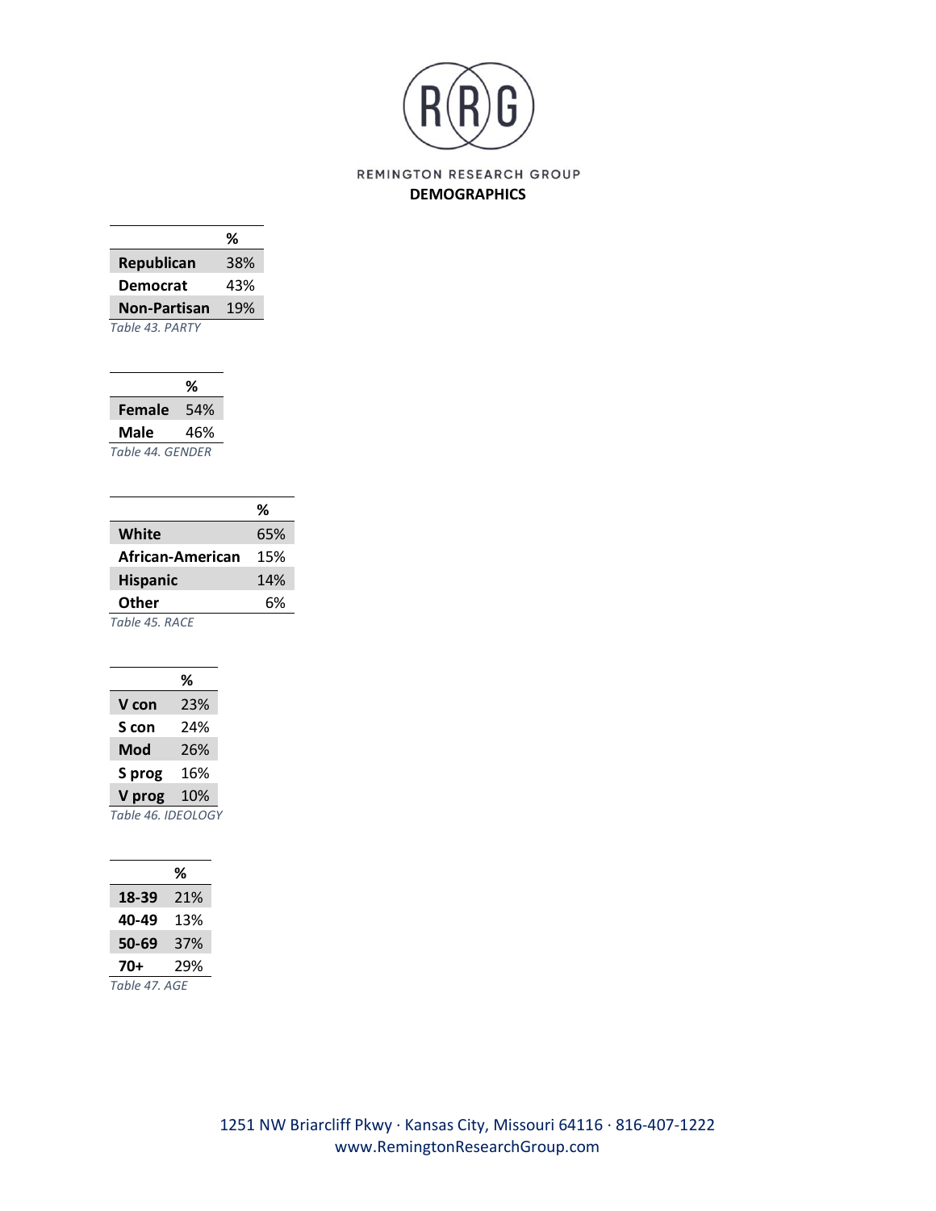REMINGTON RESEARCH GROUP

**DEMOGRAPHICS**

| | % |
|---|---|
| **Republican** | 38% |
| **Democrat** | 43% |
| **Non-Partisan** | 19% |

*Table 43. PARTY*

| | % |
|---|---|
| **Female** | 54% |
| **Male** | 46% |

*Table 44. GENDER*

| | % |
|---|---|
| **White** | 65% |
| **African-American** | 15% |
| **Hispanic** | 14% |
| **Other** | 6% |

*Table 45. RACE*

| | % |
|---|---|
| **V con** | 23% |
| **S con** | 24% |
| **Mod** | 26% |
| **S prog** | 16% |
| **V prog** | 10% |

*Table 46. IDEOLOGY*

| | % |
|---|---|
| **18-39** | 21% |
| **40-49** | 13% |
| **50-69** | 37% |
| **70+** | 29% |

*Table 47. AGE*